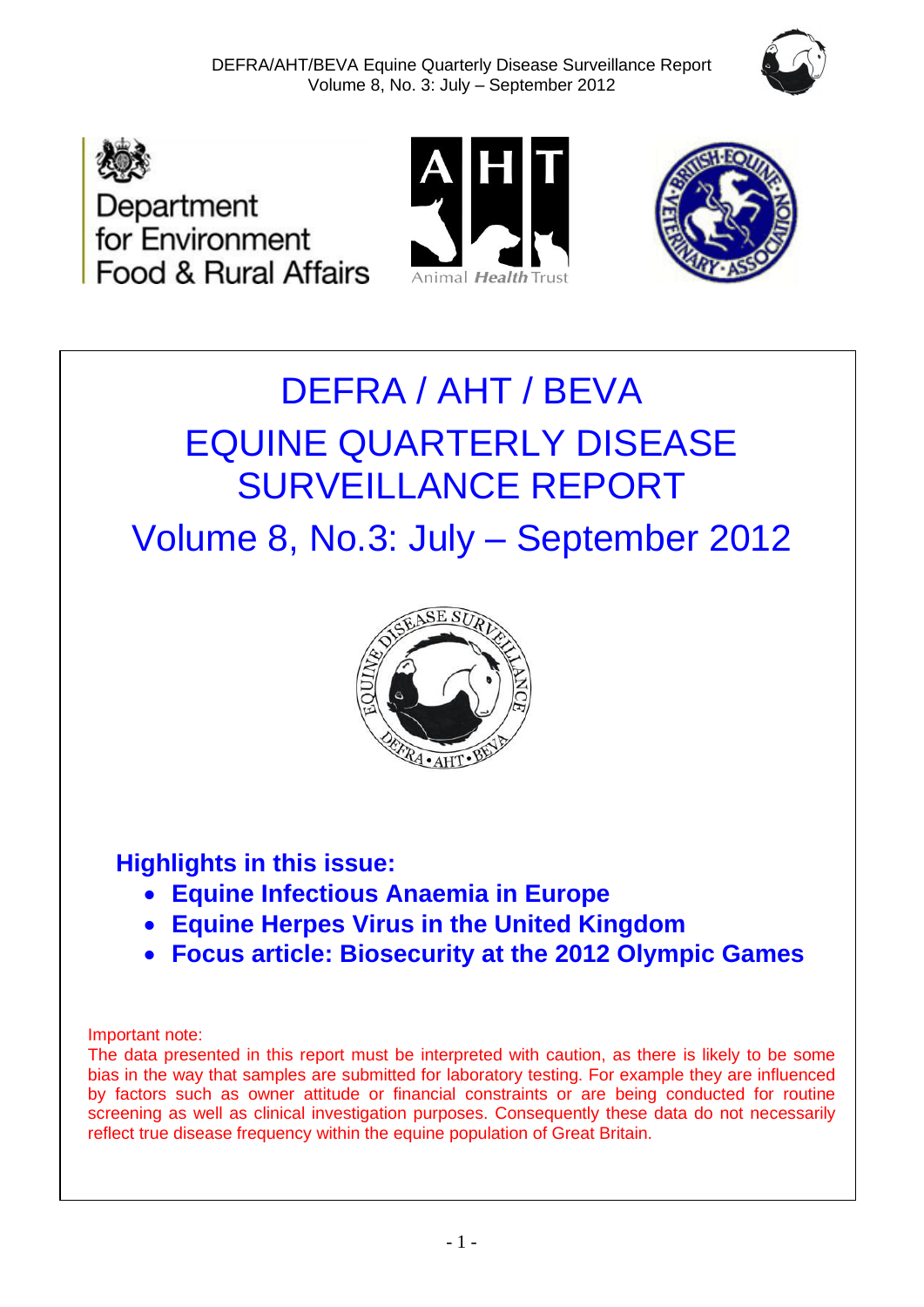# DEFRA / AHT / BEVA

# EQUINE QUARTERLY DISEASE SURVEILLANCE REPORT

## Volume 8, No.3: July – September 2012

### Highlights in this issue:

- **Equine Infectious Anaemia in Europe**
- **Equine Herpes Virus in the United Kingdom**
- **Focus article: Biosecurity at the 2012 Olympic Games**

Important note:
The data presented in this report must be interpreted with caution, as there is likely to be some bias in the way that samples are submitted for laboratory testing. For example they are influenced by factors such as owner attitude or financial constraints or are being conducted for routine screening as well as clinical investigation purposes. Consequently these data do not necessarily reflect true disease frequency within the equine population of Great Britain.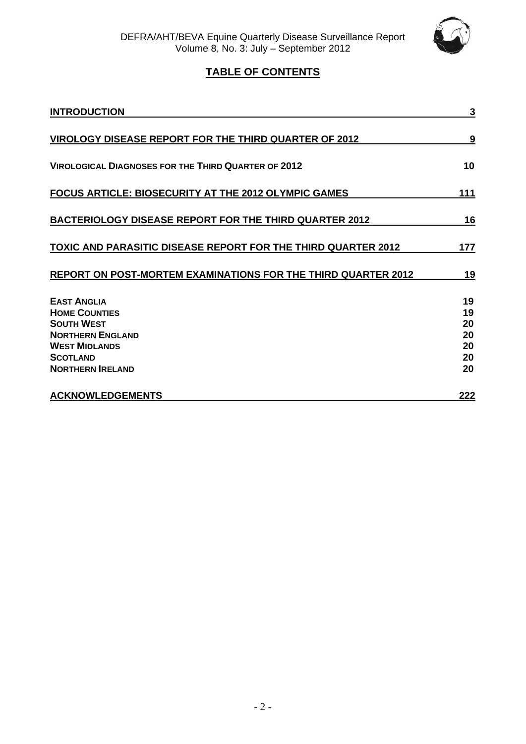## TABLE OF CONTENTS

| | |
|---|---|
| **INTRODUCTION** | **3** |
| **VIROLOGY DISEASE REPORT FOR THE THIRD QUARTER OF 2012** | **9** |
| **VIROLOGICAL DIAGNOSES FOR THE THIRD QUARTER OF 2012** | **10** |
| **FOCUS ARTICLE: BIOSECURITY AT THE 2012 OLYMPIC GAMES** | **111** |
| **BACTERIOLOGY DISEASE REPORT FOR THE THIRD QUARTER 2012** | **16** |
| **TOXIC AND PARASITIC DISEASE REPORT FOR THE THIRD QUARTER 2012** | **177** |
| **REPORT ON POST-MORTEM EXAMINATIONS FOR THE THIRD QUARTER 2012** | **19** |
| **EAST ANGLIA** | **19** |
| **HOME COUNTIES** | **19** |
| **SOUTH WEST** | **20** |
| **NORTHERN ENGLAND** | **20** |
| **WEST MIDLANDS** | **20** |
| **SCOTLAND** | **20** |
| **NORTHERN IRELAND** | **20** |
| **ACKNOWLEDGEMENTS** | **222** |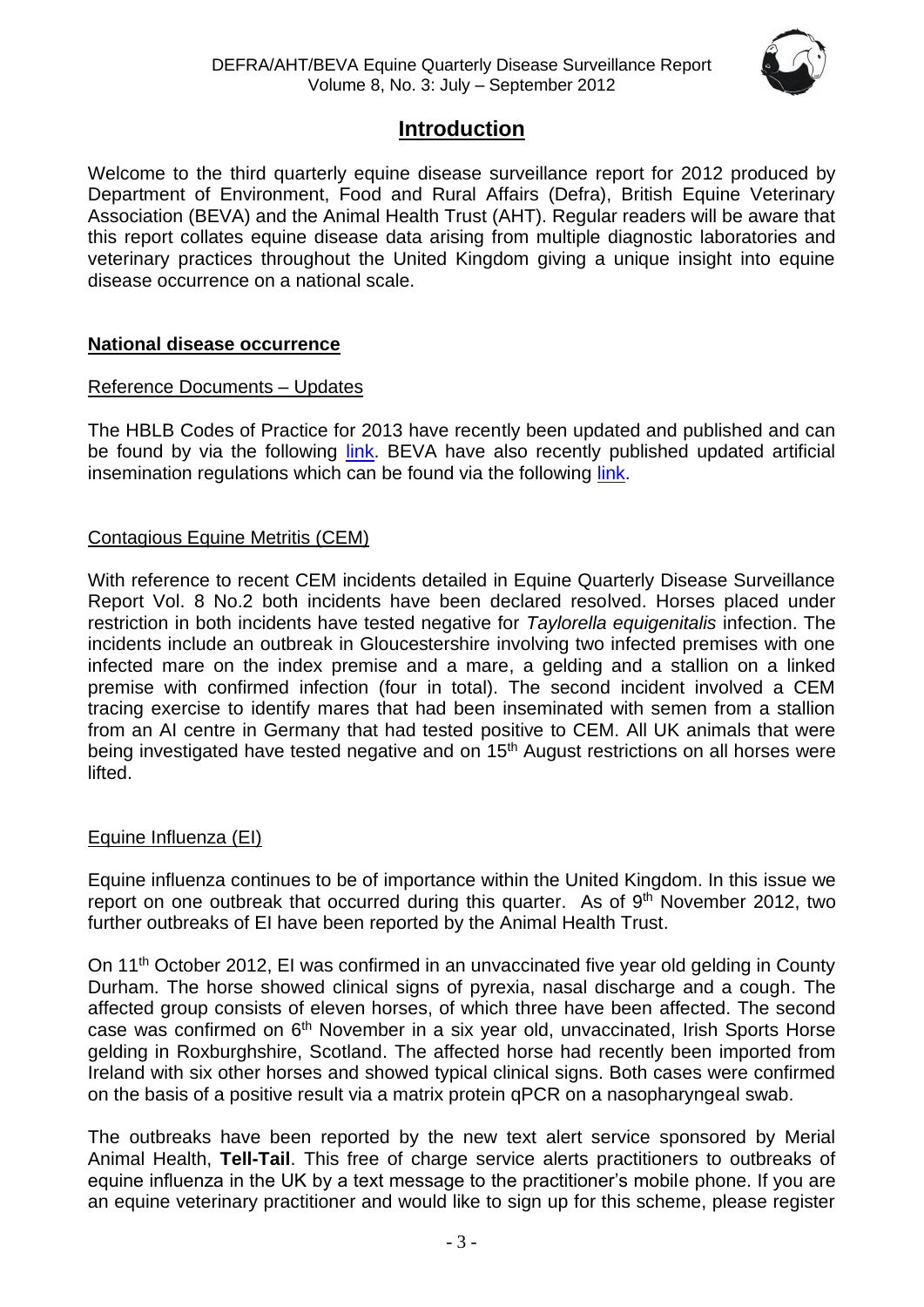# Introduction

Welcome to the third quarterly equine disease surveillance report for 2012 produced by Department of Environment, Food and Rural Affairs (Defra), British Equine Veterinary Association (BEVA) and the Animal Health Trust (AHT). Regular readers will be aware that this report collates equine disease data arising from multiple diagnostic laboratories and veterinary practices throughout the United Kingdom giving a unique insight into equine disease occurrence on a national scale.

## National disease occurrence

### Reference Documents – Updates

The HBLB Codes of Practice for 2013 have recently been updated and published and can be found by via the following link. BEVA have also recently published updated artificial insemination regulations which can be found via the following link.

### Contagious Equine Metritis (CEM)

With reference to recent CEM incidents detailed in Equine Quarterly Disease Surveillance Report Vol. 8 No.2 both incidents have been declared resolved. Horses placed under restriction in both incidents have tested negative for *Taylorella equigenitalis* infection. The incidents include an outbreak in Gloucestershire involving two infected premises with one infected mare on the index premise and a mare, a gelding and a stallion on a linked premise with confirmed infection (four in total). The second incident involved a CEM tracing exercise to identify mares that had been inseminated with semen from a stallion from an AI centre in Germany that had tested positive to CEM. All UK animals that were being investigated have tested negative and on 15th August restrictions on all horses were lifted.

### Equine Influenza (EI)

Equine influenza continues to be of importance within the United Kingdom. In this issue we report on one outbreak that occurred during this quarter. As of 9th November 2012, two further outbreaks of EI have been reported by the Animal Health Trust.

On 11th October 2012, EI was confirmed in an unvaccinated five year old gelding in County Durham. The horse showed clinical signs of pyrexia, nasal discharge and a cough. The affected group consists of eleven horses, of which three have been affected. The second case was confirmed on 6th November in a six year old, unvaccinated, Irish Sports Horse gelding in Roxburghshire, Scotland. The affected horse had recently been imported from Ireland with six other horses and showed typical clinical signs. Both cases were confirmed on the basis of a positive result via a matrix protein qPCR on a nasopharyngeal swab.

The outbreaks have been reported by the new text alert service sponsored by Merial Animal Health, **Tell-Tail**. This free of charge service alerts practitioners to outbreaks of equine influenza in the UK by a text message to the practitioner's mobile phone. If you are an equine veterinary practitioner and would like to sign up for this scheme, please register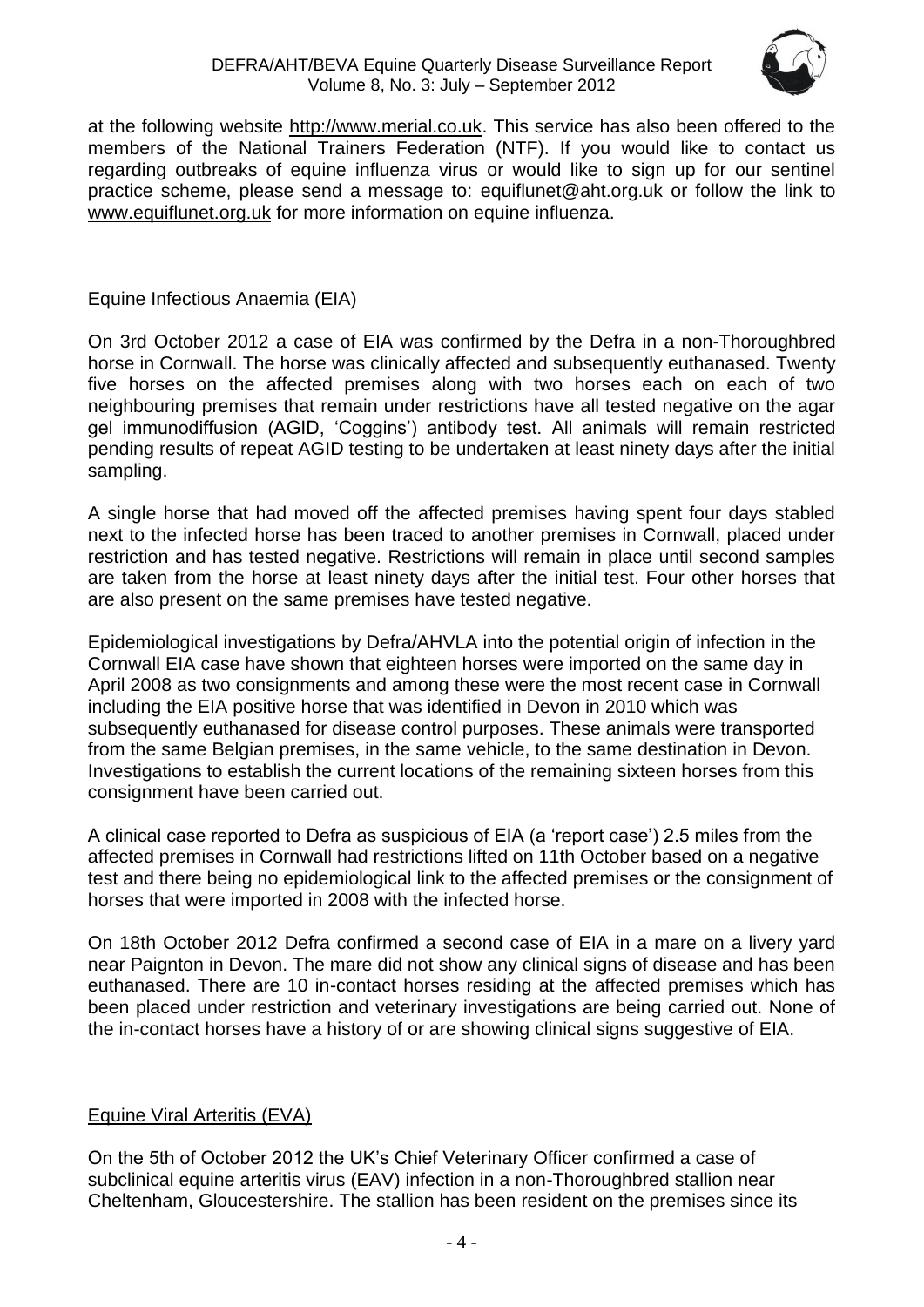at the following website http://www.merial.co.uk. This service has also been offered to the members of the National Trainers Federation (NTF). If you would like to contact us regarding outbreaks of equine influenza virus or would like to sign up for our sentinel practice scheme, please send a message to: equiflunet@aht.org.uk or follow the link to www.equiflunet.org.uk for more information on equine influenza.

## Equine Infectious Anaemia (EIA)

On 3rd October 2012 a case of EIA was confirmed by the Defra in a non-Thoroughbred horse in Cornwall. The horse was clinically affected and subsequently euthanased. Twenty five horses on the affected premises along with two horses each on each of two neighbouring premises that remain under restrictions have all tested negative on the agar gel immunodiffusion (AGID, 'Coggins') antibody test. All animals will remain restricted pending results of repeat AGID testing to be undertaken at least ninety days after the initial sampling.

A single horse that had moved off the affected premises having spent four days stabled next to the infected horse has been traced to another premises in Cornwall, placed under restriction and has tested negative. Restrictions will remain in place until second samples are taken from the horse at least ninety days after the initial test. Four other horses that are also present on the same premises have tested negative.

Epidemiological investigations by Defra/AHVLA into the potential origin of infection in the Cornwall EIA case have shown that eighteen horses were imported on the same day in April 2008 as two consignments and among these were the most recent case in Cornwall including the EIA positive horse that was identified in Devon in 2010 which was subsequently euthanased for disease control purposes. These animals were transported from the same Belgian premises, in the same vehicle, to the same destination in Devon. Investigations to establish the current locations of the remaining sixteen horses from this consignment have been carried out.

A clinical case reported to Defra as suspicious of EIA (a 'report case') 2.5 miles from the affected premises in Cornwall had restrictions lifted on 11th October based on a negative test and there being no epidemiological link to the affected premises or the consignment of horses that were imported in 2008 with the infected horse.

On 18th October 2012 Defra confirmed a second case of EIA in a mare on a livery yard near Paignton in Devon. The mare did not show any clinical signs of disease and has been euthanased. There are 10 in-contact horses residing at the affected premises which has been placed under restriction and veterinary investigations are being carried out. None of the in-contact horses have a history of or are showing clinical signs suggestive of EIA.

## Equine Viral Arteritis (EVA)

On the 5th of October 2012 the UK's Chief Veterinary Officer confirmed a case of subclinical equine arteritis virus (EAV) infection in a non-Thoroughbred stallion near Cheltenham, Gloucestershire. The stallion has been resident on the premises since its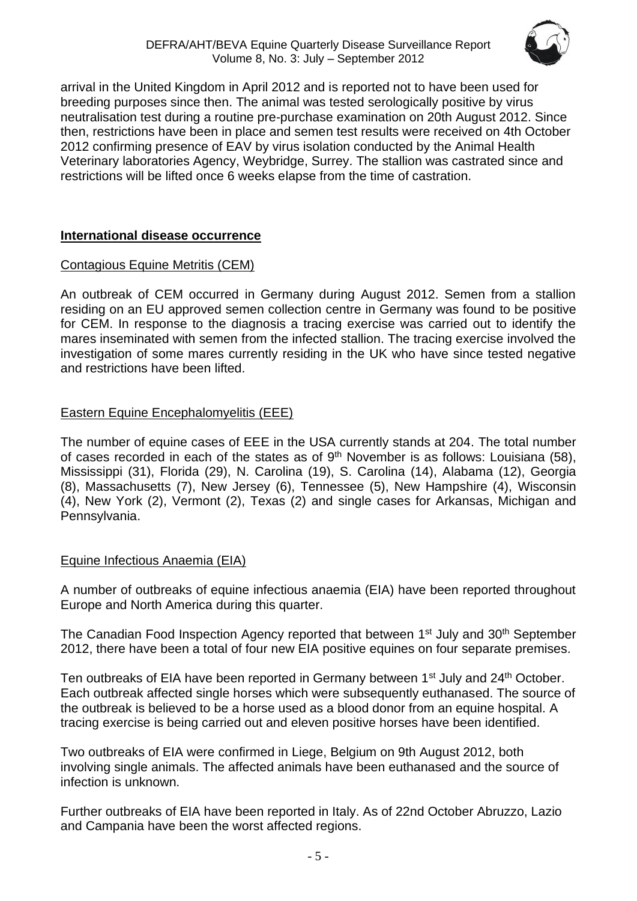arrival in the United Kingdom in April 2012 and is reported not to have been used for breeding purposes since then. The animal was tested serologically positive by virus neutralisation test during a routine pre-purchase examination on 20th August 2012. Since then, restrictions have been in place and semen test results were received on 4th October 2012 confirming presence of EAV by virus isolation conducted by the Animal Health Veterinary laboratories Agency, Weybridge, Surrey. The stallion was castrated since and restrictions will be lifted once 6 weeks elapse from the time of castration.

## International disease occurrence

### Contagious Equine Metritis (CEM)

An outbreak of CEM occurred in Germany during August 2012. Semen from a stallion residing on an EU approved semen collection centre in Germany was found to be positive for CEM. In response to the diagnosis a tracing exercise was carried out to identify the mares inseminated with semen from the infected stallion. The tracing exercise involved the investigation of some mares currently residing in the UK who have since tested negative and restrictions have been lifted.

### Eastern Equine Encephalomyelitis (EEE)

The number of equine cases of EEE in the USA currently stands at 204. The total number of cases recorded in each of the states as of 9th November is as follows: Louisiana (58), Mississippi (31), Florida (29), N. Carolina (19), S. Carolina (14), Alabama (12), Georgia (8), Massachusetts (7), New Jersey (6), Tennessee (5), New Hampshire (4), Wisconsin (4), New York (2), Vermont (2), Texas (2) and single cases for Arkansas, Michigan and Pennsylvania.

### Equine Infectious Anaemia (EIA)

A number of outbreaks of equine infectious anaemia (EIA) have been reported throughout Europe and North America during this quarter.

The Canadian Food Inspection Agency reported that between 1st July and 30th September 2012, there have been a total of four new EIA positive equines on four separate premises.

Ten outbreaks of EIA have been reported in Germany between 1st July and 24th October. Each outbreak affected single horses which were subsequently euthanased. The source of the outbreak is believed to be a horse used as a blood donor from an equine hospital. A tracing exercise is being carried out and eleven positive horses have been identified.

Two outbreaks of EIA were confirmed in Liege, Belgium on 9th August 2012, both involving single animals. The affected animals have been euthanased and the source of infection is unknown.

Further outbreaks of EIA have been reported in Italy. As of 22nd October Abruzzo, Lazio and Campania have been the worst affected regions.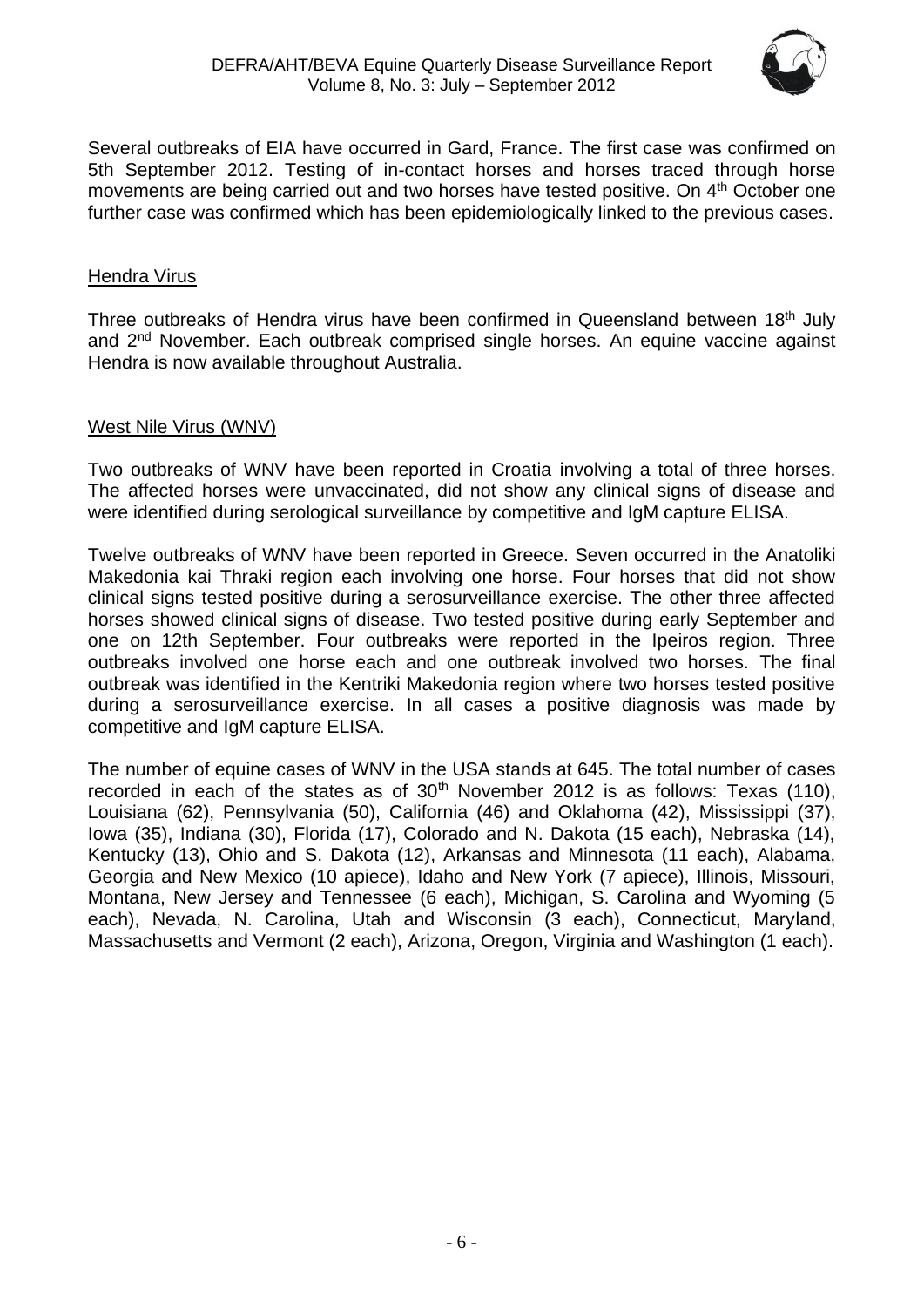Several outbreaks of EIA have occurred in Gard, France. The first case was confirmed on 5th September 2012. Testing of in-contact horses and horses traced through horse movements are being carried out and two horses have tested positive. On 4th October one further case was confirmed which has been epidemiologically linked to the previous cases.

## Hendra Virus

Three outbreaks of Hendra virus have been confirmed in Queensland between 18th July and 2nd November. Each outbreak comprised single horses. An equine vaccine against Hendra is now available throughout Australia.

## West Nile Virus (WNV)

Two outbreaks of WNV have been reported in Croatia involving a total of three horses. The affected horses were unvaccinated, did not show any clinical signs of disease and were identified during serological surveillance by competitive and IgM capture ELISA.

Twelve outbreaks of WNV have been reported in Greece. Seven occurred in the Anatoliki Makedonia kai Thraki region each involving one horse. Four horses that did not show clinical signs tested positive during a serosurveillance exercise. The other three affected horses showed clinical signs of disease. Two tested positive during early September and one on 12th September. Four outbreaks were reported in the Ipeiros region. Three outbreaks involved one horse each and one outbreak involved two horses. The final outbreak was identified in the Kentriki Makedonia region where two horses tested positive during a serosurveillance exercise. In all cases a positive diagnosis was made by competitive and IgM capture ELISA.

The number of equine cases of WNV in the USA stands at 645. The total number of cases recorded in each of the states as of 30th November 2012 is as follows: Texas (110), Louisiana (62), Pennsylvania (50), California (46) and Oklahoma (42), Mississippi (37), Iowa (35), Indiana (30), Florida (17), Colorado and N. Dakota (15 each), Nebraska (14), Kentucky (13), Ohio and S. Dakota (12), Arkansas and Minnesota (11 each), Alabama, Georgia and New Mexico (10 apiece), Idaho and New York (7 apiece), Illinois, Missouri, Montana, New Jersey and Tennessee (6 each), Michigan, S. Carolina and Wyoming (5 each), Nevada, N. Carolina, Utah and Wisconsin (3 each), Connecticut, Maryland, Massachusetts and Vermont (2 each), Arizona, Oregon, Virginia and Washington (1 each).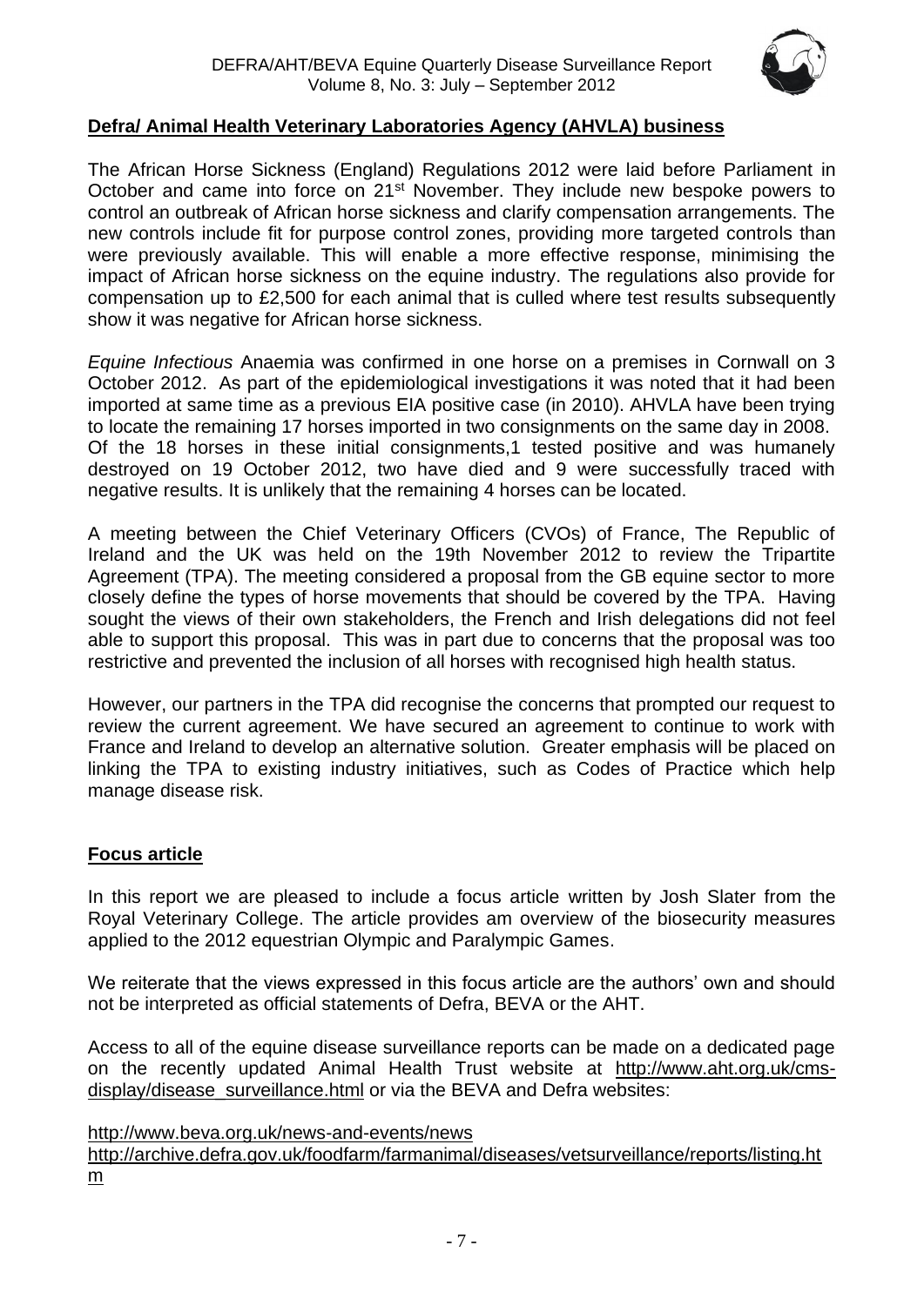## Defra/ Animal Health Veterinary Laboratories Agency (AHVLA) business

The African Horse Sickness (England) Regulations 2012 were laid before Parliament in October and came into force on 21st November. They include new bespoke powers to control an outbreak of African horse sickness and clarify compensation arrangements. The new controls include fit for purpose control zones, providing more targeted controls than were previously available. This will enable a more effective response, minimising the impact of African horse sickness on the equine industry. The regulations also provide for compensation up to £2,500 for each animal that is culled where test results subsequently show it was negative for African horse sickness.

*Equine Infectious* Anaemia was confirmed in one horse on a premises in Cornwall on 3 October 2012. As part of the epidemiological investigations it was noted that it had been imported at same time as a previous EIA positive case (in 2010). AHVLA have been trying to locate the remaining 17 horses imported in two consignments on the same day in 2008. Of the 18 horses in these initial consignments,1 tested positive and was humanely destroyed on 19 October 2012, two have died and 9 were successfully traced with negative results. It is unlikely that the remaining 4 horses can be located.

A meeting between the Chief Veterinary Officers (CVOs) of France, The Republic of Ireland and the UK was held on the 19th November 2012 to review the Tripartite Agreement (TPA). The meeting considered a proposal from the GB equine sector to more closely define the types of horse movements that should be covered by the TPA. Having sought the views of their own stakeholders, the French and Irish delegations did not feel able to support this proposal. This was in part due to concerns that the proposal was too restrictive and prevented the inclusion of all horses with recognised high health status.

However, our partners in the TPA did recognise the concerns that prompted our request to review the current agreement. We have secured an agreement to continue to work with France and Ireland to develop an alternative solution. Greater emphasis will be placed on linking the TPA to existing industry initiatives, such as Codes of Practice which help manage disease risk.

## Focus article

In this report we are pleased to include a focus article written by Josh Slater from the Royal Veterinary College. The article provides am overview of the biosecurity measures applied to the 2012 equestrian Olympic and Paralympic Games.

We reiterate that the views expressed in this focus article are the authors' own and should not be interpreted as official statements of Defra, BEVA or the AHT.

Access to all of the equine disease surveillance reports can be made on a dedicated page on the recently updated Animal Health Trust website at http://www.aht.org.uk/cms-display/disease_surveillance.html or via the BEVA and Defra websites:

http://www.beva.org.uk/news-and-events/news
http://archive.defra.gov.uk/foodfarm/farmanimal/diseases/vetsurveillance/reports/listing.htm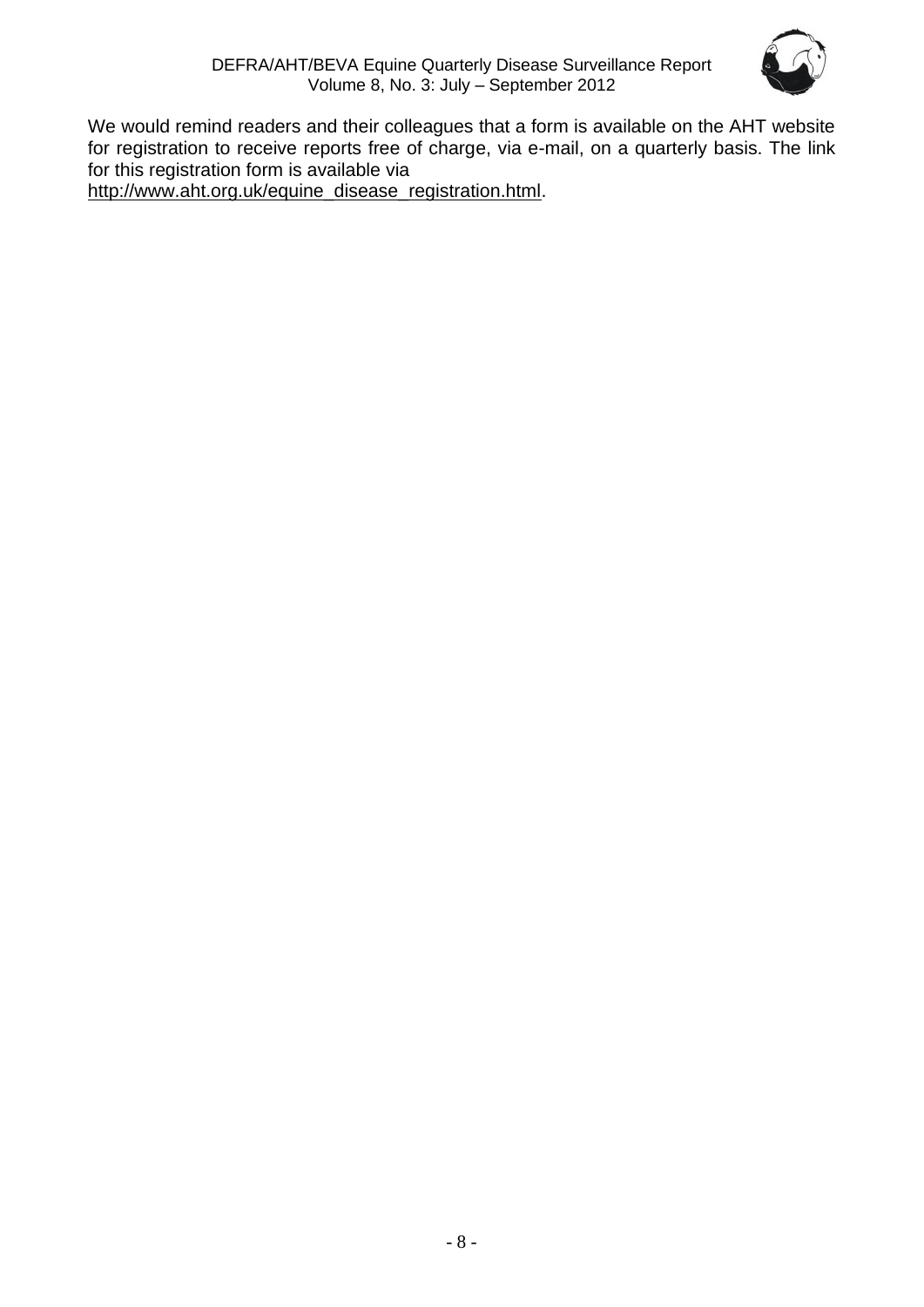We would remind readers and their colleagues that a form is available on the AHT website for registration to receive reports free of charge, via e-mail, on a quarterly basis. The link for this registration form is available via http://www.aht.org.uk/equine_disease_registration.html.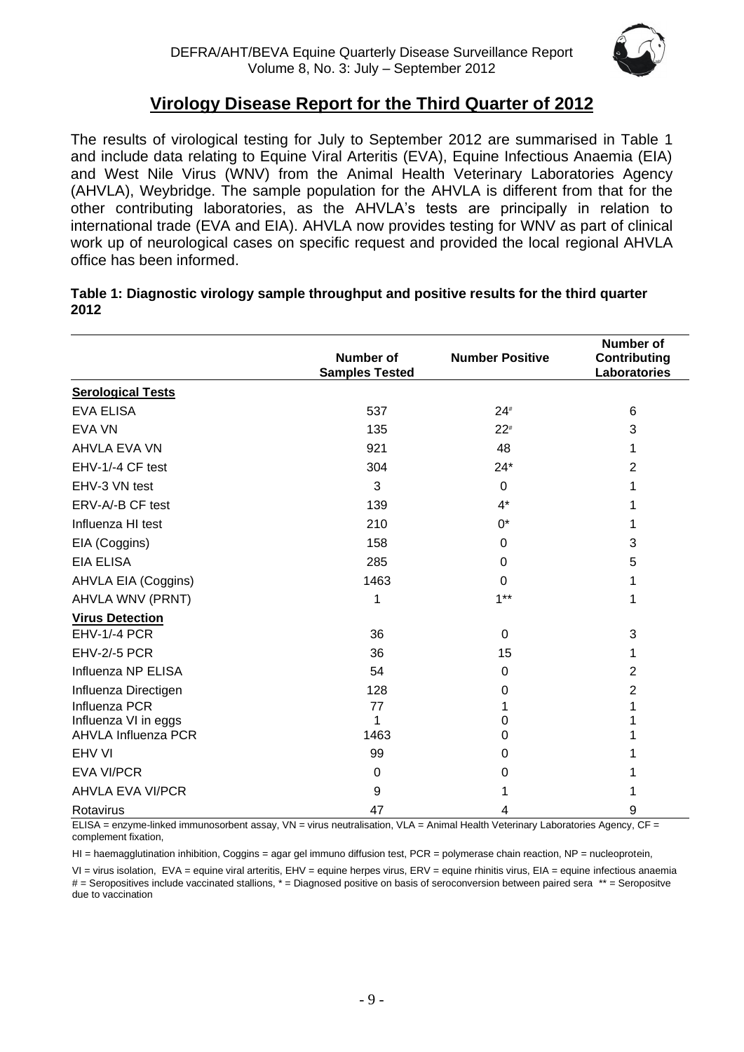## Virology Disease Report for the Third Quarter of 2012

The results of virological testing for July to September 2012 are summarised in Table 1 and include data relating to Equine Viral Arteritis (EVA), Equine Infectious Anaemia (EIA) and West Nile Virus (WNV) from the Animal Health Veterinary Laboratories Agency (AHVLA), Weybridge. The sample population for the AHVLA is different from that for the other contributing laboratories, as the AHVLA's tests are principally in relation to international trade (EVA and EIA). AHVLA now provides testing for WNV as part of clinical work up of neurological cases on specific request and provided the local regional AHVLA office has been informed.

**Table 1: Diagnostic virology sample throughput and positive results for the third quarter 2012**

| | Number of Samples Tested | Number Positive | Number of Contributing Laboratories |
|---|---|---|---|
| **Serological Tests** | | | |
| EVA ELISA | 537 | 24# | 6 |
| EVA VN | 135 | 22# | 3 |
| AHVLA EVA VN | 921 | 48 | 1 |
| EHV-1/-4 CF test | 304 | 24* | 2 |
| EHV-3 VN test | 3 | 0 | 1 |
| ERV-A/-B CF test | 139 | 4* | 1 |
| Influenza HI test | 210 | 0* | 1 |
| EIA (Coggins) | 158 | 0 | 3 |
| EIA ELISA | 285 | 0 | 5 |
| AHVLA EIA (Coggins) | 1463 | 0 | 1 |
| AHVLA WNV (PRNT) | 1 | 1** | 1 |
| **Virus Detection** | | | |
| EHV-1/-4 PCR | 36 | 0 | 3 |
| EHV-2/-5 PCR | 36 | 15 | 1 |
| Influenza NP ELISA | 54 | 0 | 2 |
| Influenza Directigen | 128 | 0 | 2 |
| Influenza PCR | 77 | 1 | 1 |
| Influenza VI in eggs | 1 | 0 | 1 |
| AHVLA Influenza PCR | 1463 | 0 | 1 |
| EHV VI | 99 | 0 | 1 |
| EVA VI/PCR | 0 | 0 | 1 |
| AHVLA EVA VI/PCR | 9 | 1 | 1 |
| Rotavirus | 47 | 4 | 9 |

ELISA = enzyme-linked immunosorbent assay, VN = virus neutralisation, VLA = Animal Health Veterinary Laboratories Agency, CF = complement fixation,

HI = haemagglutination inhibition, Coggins = agar gel immuno diffusion test, PCR = polymerase chain reaction, NP = nucleoprotein,

VI = virus isolation, EVA = equine viral arteritis, EHV = equine herpes virus, ERV = equine rhinitis virus, EIA = equine infectious anaemia
# = Seropositives include vaccinated stallions, * = Diagnosed positive on basis of seroconversion between paired sera ** = Seropositve due to vaccination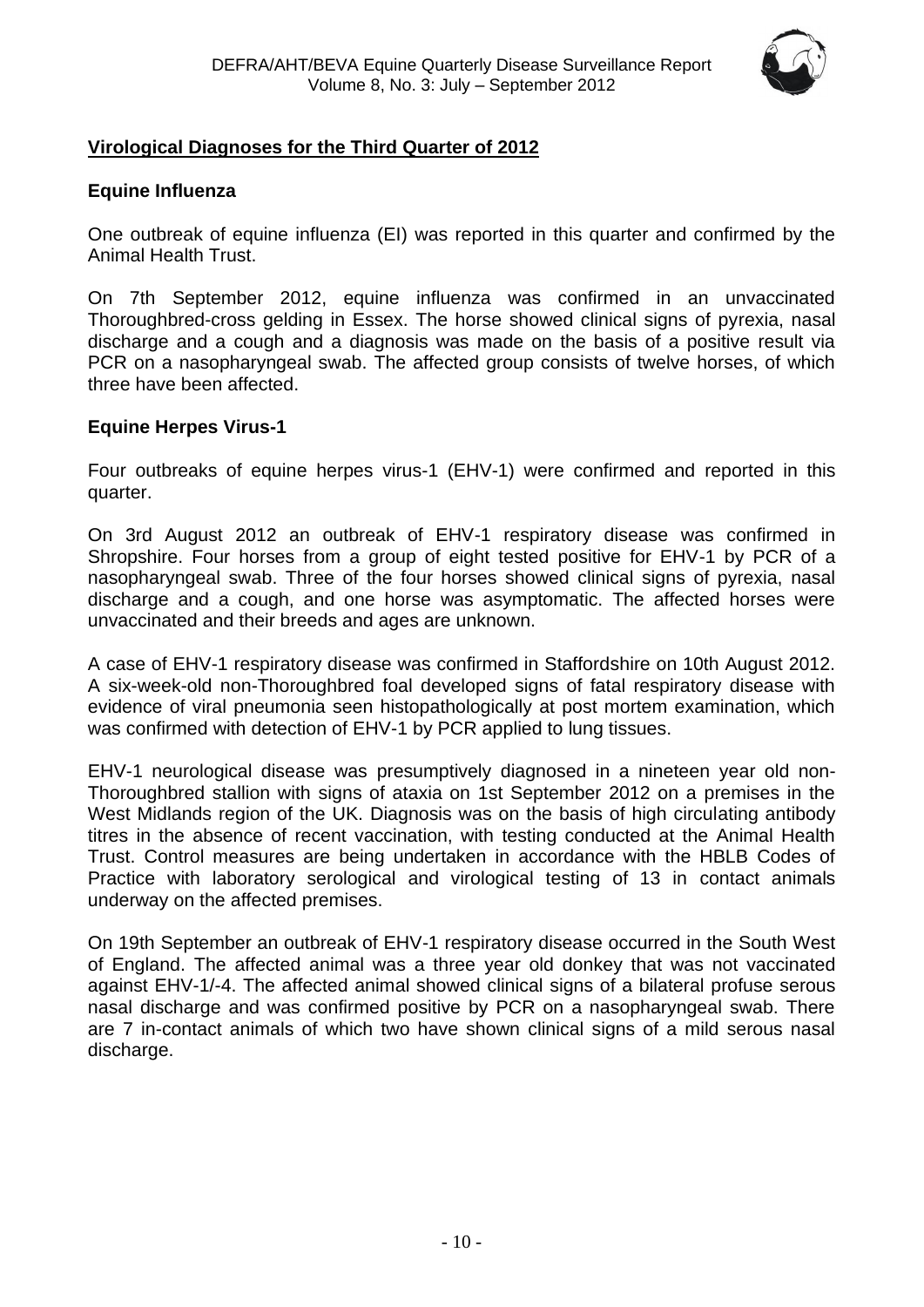## Virological Diagnoses for the Third Quarter of 2012

### Equine Influenza

One outbreak of equine influenza (EI) was reported in this quarter and confirmed by the Animal Health Trust.

On 7th September 2012, equine influenza was confirmed in an unvaccinated Thoroughbred-cross gelding in Essex. The horse showed clinical signs of pyrexia, nasal discharge and a cough and a diagnosis was made on the basis of a positive result via PCR on a nasopharyngeal swab. The affected group consists of twelve horses, of which three have been affected.

### Equine Herpes Virus-1

Four outbreaks of equine herpes virus-1 (EHV-1) were confirmed and reported in this quarter.

On 3rd August 2012 an outbreak of EHV-1 respiratory disease was confirmed in Shropshire. Four horses from a group of eight tested positive for EHV-1 by PCR of a nasopharyngeal swab. Three of the four horses showed clinical signs of pyrexia, nasal discharge and a cough, and one horse was asymptomatic. The affected horses were unvaccinated and their breeds and ages are unknown.

A case of EHV-1 respiratory disease was confirmed in Staffordshire on 10th August 2012. A six-week-old non-Thoroughbred foal developed signs of fatal respiratory disease with evidence of viral pneumonia seen histopathologically at post mortem examination, which was confirmed with detection of EHV-1 by PCR applied to lung tissues.

EHV-1 neurological disease was presumptively diagnosed in a nineteen year old non-Thoroughbred stallion with signs of ataxia on 1st September 2012 on a premises in the West Midlands region of the UK. Diagnosis was on the basis of high circulating antibody titres in the absence of recent vaccination, with testing conducted at the Animal Health Trust. Control measures are being undertaken in accordance with the HBLB Codes of Practice with laboratory serological and virological testing of 13 in contact animals underway on the affected premises.

On 19th September an outbreak of EHV-1 respiratory disease occurred in the South West of England. The affected animal was a three year old donkey that was not vaccinated against EHV-1/-4. The affected animal showed clinical signs of a bilateral profuse serous nasal discharge and was confirmed positive by PCR on a nasopharyngeal swab. There are 7 in-contact animals of which two have shown clinical signs of a mild serous nasal discharge.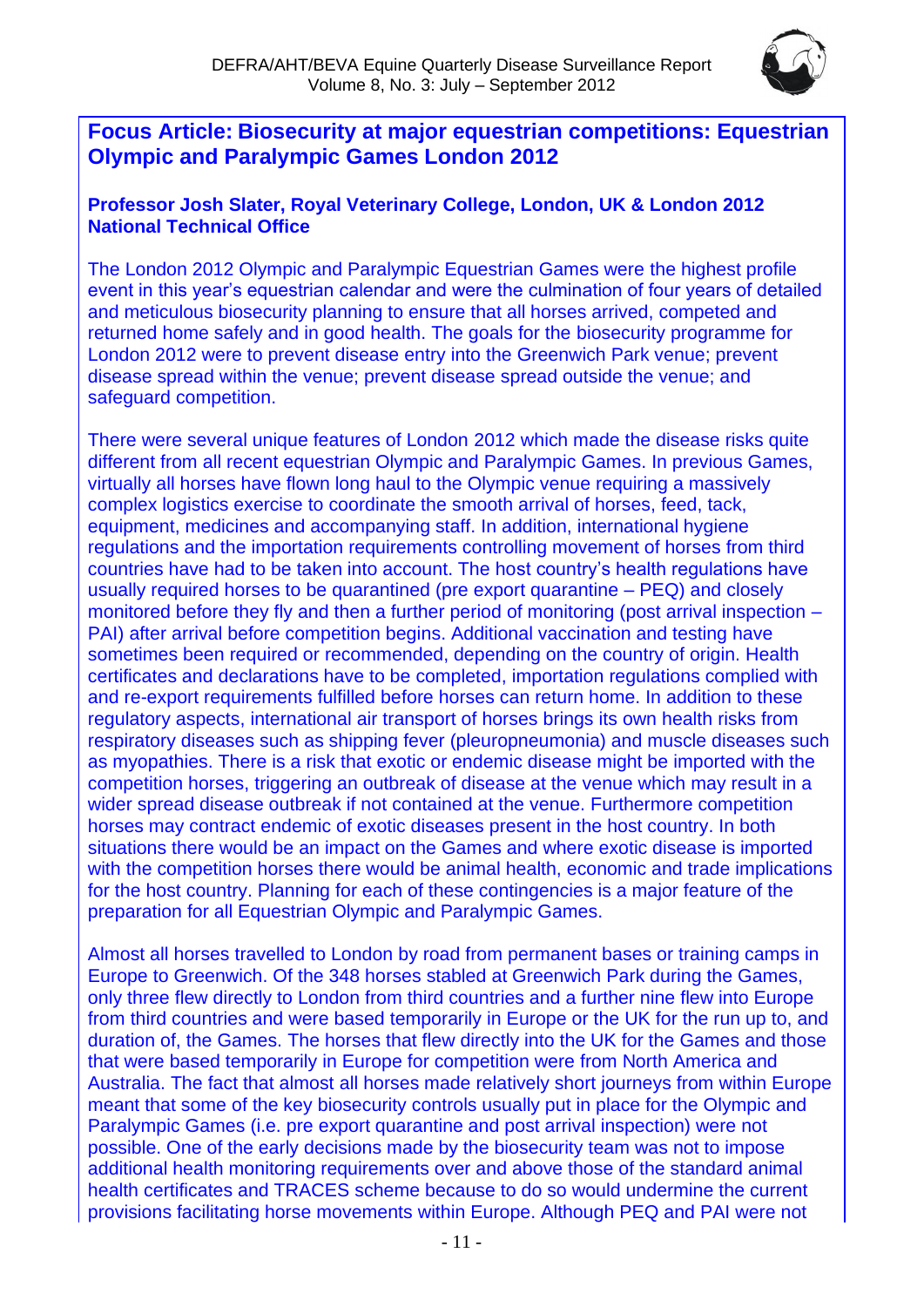## Focus Article: Biosecurity at major equestrian competitions: Equestrian Olympic and Paralympic Games London 2012

**Professor Josh Slater, Royal Veterinary College, London, UK & London 2012 National Technical Office**

The London 2012 Olympic and Paralympic Equestrian Games were the highest profile event in this year's equestrian calendar and were the culmination of four years of detailed and meticulous biosecurity planning to ensure that all horses arrived, competed and returned home safely and in good health. The goals for the biosecurity programme for London 2012 were to prevent disease entry into the Greenwich Park venue; prevent disease spread within the venue; prevent disease spread outside the venue; and safeguard competition.

There were several unique features of London 2012 which made the disease risks quite different from all recent equestrian Olympic and Paralympic Games. In previous Games, virtually all horses have flown long haul to the Olympic venue requiring a massively complex logistics exercise to coordinate the smooth arrival of horses, feed, tack, equipment, medicines and accompanying staff. In addition, international hygiene regulations and the importation requirements controlling movement of horses from third countries have had to be taken into account. The host country's health regulations have usually required horses to be quarantined (pre export quarantine – PEQ) and closely monitored before they fly and then a further period of monitoring (post arrival inspection – PAI) after arrival before competition begins. Additional vaccination and testing have sometimes been required or recommended, depending on the country of origin. Health certificates and declarations have to be completed, importation regulations complied with and re-export requirements fulfilled before horses can return home. In addition to these regulatory aspects, international air transport of horses brings its own health risks from respiratory diseases such as shipping fever (pleuropneumonia) and muscle diseases such as myopathies. There is a risk that exotic or endemic disease might be imported with the competition horses, triggering an outbreak of disease at the venue which may result in a wider spread disease outbreak if not contained at the venue. Furthermore competition horses may contract endemic of exotic diseases present in the host country. In both situations there would be an impact on the Games and where exotic disease is imported with the competition horses there would be animal health, economic and trade implications for the host country. Planning for each of these contingencies is a major feature of the preparation for all Equestrian Olympic and Paralympic Games.

Almost all horses travelled to London by road from permanent bases or training camps in Europe to Greenwich. Of the 348 horses stabled at Greenwich Park during the Games, only three flew directly to London from third countries and a further nine flew into Europe from third countries and were based temporarily in Europe or the UK for the run up to, and duration of, the Games. The horses that flew directly into the UK for the Games and those that were based temporarily in Europe for competition were from North America and Australia. The fact that almost all horses made relatively short journeys from within Europe meant that some of the key biosecurity controls usually put in place for the Olympic and Paralympic Games (i.e. pre export quarantine and post arrival inspection) were not possible. One of the early decisions made by the biosecurity team was not to impose additional health monitoring requirements over and above those of the standard animal health certificates and TRACES scheme because to do so would undermine the current provisions facilitating horse movements within Europe. Although PEQ and PAI were not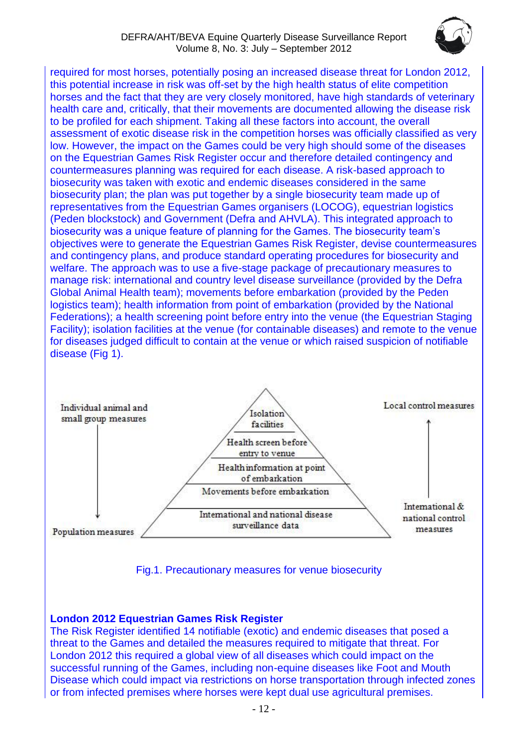required for most horses, potentially posing an increased disease threat for London 2012, this potential increase in risk was off-set by the high health status of elite competition horses and the fact that they are very closely monitored, have high standards of veterinary health care and, critically, that their movements are documented allowing the disease risk to be profiled for each shipment. Taking all these factors into account, the overall assessment of exotic disease risk in the competition horses was officially classified as very low. However, the impact on the Games could be very high should some of the diseases on the Equestrian Games Risk Register occur and therefore detailed contingency and countermeasures planning was required for each disease. A risk-based approach to biosecurity was taken with exotic and endemic diseases considered in the same biosecurity plan; the plan was put together by a single biosecurity team made up of representatives from the Equestrian Games organisers (LOCOG), equestrian logistics (Peden blockstock) and Government (Defra and AHVLA). This integrated approach to biosecurity was a unique feature of planning for the Games. The biosecurity team's objectives were to generate the Equestrian Games Risk Register, devise countermeasures and contingency plans, and produce standard operating procedures for biosecurity and welfare. The approach was to use a five-stage package of precautionary measures to manage risk: international and country level disease surveillance (provided by the Defra Global Animal Health team); movements before embarkation (provided by the Peden logistics team); health information from point of embarkation (provided by the National Federations); a health screening point before entry into the venue (the Equestrian Staging Facility); isolation facilities at the venue (for containable diseases) and remote to the venue for diseases judged difficult to contain at the venue or which raised suspicion of notifiable disease (Fig 1).

Individual animal and small group measures ↓ Population measures

- Isolation facilities
- Health screen before entry to venue
- Health information at point of embarkation
- Movements before embarkation
- International and national disease surveillance data

International & national control measures ↑ Local control measures

Fig.1. Precautionary measures for venue biosecurity

**London 2012 Equestrian Games Risk Register**

The Risk Register identified 14 notifiable (exotic) and endemic diseases that posed a threat to the Games and detailed the measures required to mitigate that threat. For London 2012 this required a global view of all diseases which could impact on the successful running of the Games, including non-equine diseases like Foot and Mouth Disease which could impact via restrictions on horse transportation through infected zones or from infected premises where horses were kept dual use agricultural premises.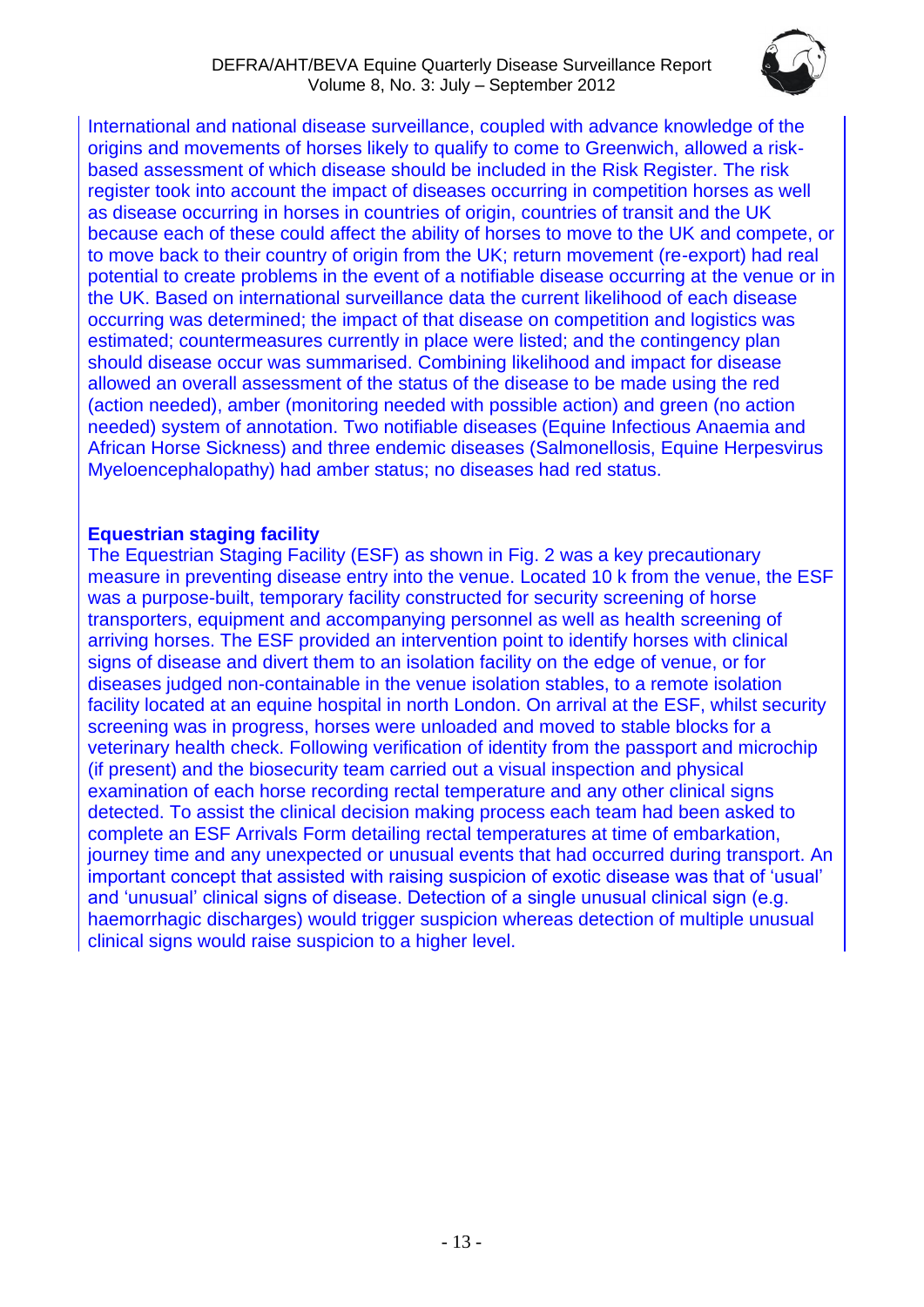International and national disease surveillance, coupled with advance knowledge of the origins and movements of horses likely to qualify to come to Greenwich, allowed a risk-based assessment of which disease should be included in the Risk Register. The risk register took into account the impact of diseases occurring in competition horses as well as disease occurring in horses in countries of origin, countries of transit and the UK because each of these could affect the ability of horses to move to the UK and compete, or to move back to their country of origin from the UK; return movement (re-export) had real potential to create problems in the event of a notifiable disease occurring at the venue or in the UK. Based on international surveillance data the current likelihood of each disease occurring was determined; the impact of that disease on competition and logistics was estimated; countermeasures currently in place were listed; and the contingency plan should disease occur was summarised. Combining likelihood and impact for disease allowed an overall assessment of the status of the disease to be made using the red (action needed), amber (monitoring needed with possible action) and green (no action needed) system of annotation. Two notifiable diseases (Equine Infectious Anaemia and African Horse Sickness) and three endemic diseases (Salmonellosis, Equine Herpesvirus Myeloencephalopathy) had amber status; no diseases had red status.

**Equestrian staging facility**

The Equestrian Staging Facility (ESF) as shown in Fig. 2 was a key precautionary measure in preventing disease entry into the venue. Located 10 k from the venue, the ESF was a purpose-built, temporary facility constructed for security screening of horse transporters, equipment and accompanying personnel as well as health screening of arriving horses. The ESF provided an intervention point to identify horses with clinical signs of disease and divert them to an isolation facility on the edge of venue, or for diseases judged non-containable in the venue isolation stables, to a remote isolation facility located at an equine hospital in north London. On arrival at the ESF, whilst security screening was in progress, horses were unloaded and moved to stable blocks for a veterinary health check. Following verification of identity from the passport and microchip (if present) and the biosecurity team carried out a visual inspection and physical examination of each horse recording rectal temperature and any other clinical signs detected. To assist the clinical decision making process each team had been asked to complete an ESF Arrivals Form detailing rectal temperatures at time of embarkation, journey time and any unexpected or unusual events that had occurred during transport. An important concept that assisted with raising suspicion of exotic disease was that of 'usual' and 'unusual' clinical signs of disease. Detection of a single unusual clinical sign (e.g. haemorrhagic discharges) would trigger suspicion whereas detection of multiple unusual clinical signs would raise suspicion to a higher level.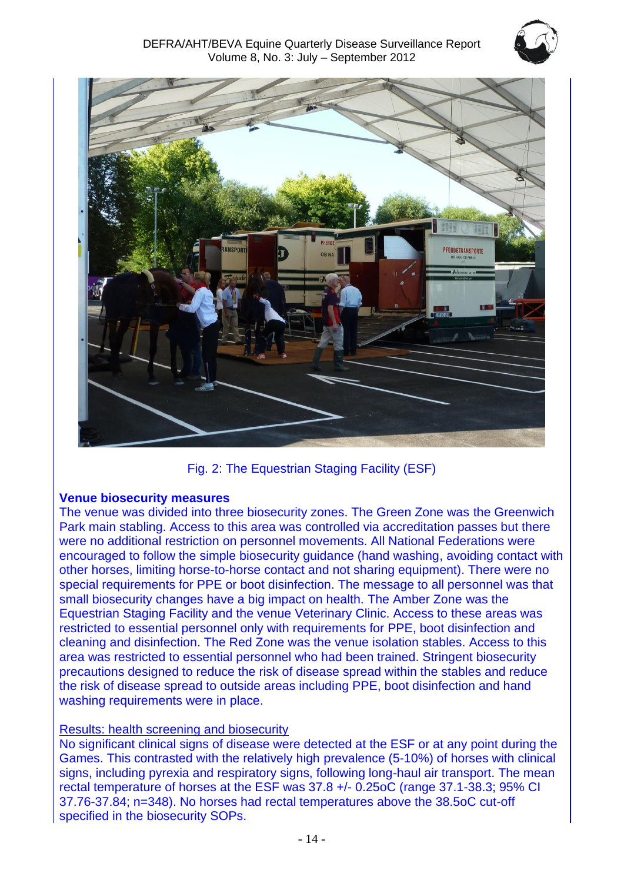Fig. 2: The Equestrian Staging Facility (ESF)

**Venue biosecurity measures**

The venue was divided into three biosecurity zones. The Green Zone was the Greenwich Park main stabling. Access to this area was controlled via accreditation passes but there were no additional restriction on personnel movements. All National Federations were encouraged to follow the simple biosecurity guidance (hand washing, avoiding contact with other horses, limiting horse-to-horse contact and not sharing equipment). There were no special requirements for PPE or boot disinfection. The message to all personnel was that small biosecurity changes have a big impact on health. The Amber Zone was the Equestrian Staging Facility and the venue Veterinary Clinic. Access to these areas was restricted to essential personnel only with requirements for PPE, boot disinfection and cleaning and disinfection. The Red Zone was the venue isolation stables. Access to this area was restricted to essential personnel who had been trained. Stringent biosecurity precautions designed to reduce the risk of disease spread within the stables and reduce the risk of disease spread to outside areas including PPE, boot disinfection and hand washing requirements were in place.

Results: health screening and biosecurity

No significant clinical signs of disease were detected at the ESF or at any point during the Games. This contrasted with the relatively high prevalence (5-10%) of horses with clinical signs, including pyrexia and respiratory signs, following long-haul air transport. The mean rectal temperature of horses at the ESF was 37.8 +/- 0.25oC (range 37.1-38.3; 95% CI 37.76-37.84; n=348). No horses had rectal temperatures above the 38.5oC cut-off specified in the biosecurity SOPs.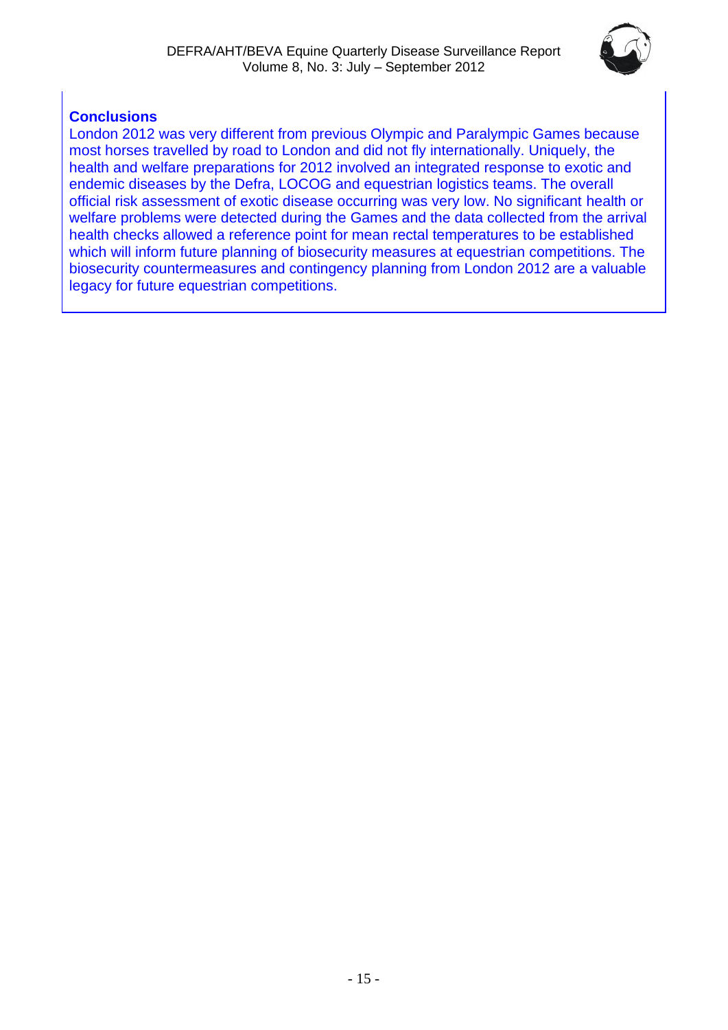## Conclusions

London 2012 was very different from previous Olympic and Paralympic Games because most horses travelled by road to London and did not fly internationally. Uniquely, the health and welfare preparations for 2012 involved an integrated response to exotic and endemic diseases by the Defra, LOCOG and equestrian logistics teams. The overall official risk assessment of exotic disease occurring was very low. No significant health or welfare problems were detected during the Games and the data collected from the arrival health checks allowed a reference point for mean rectal temperatures to be established which will inform future planning of biosecurity measures at equestrian competitions. The biosecurity countermeasures and contingency planning from London 2012 are a valuable legacy for future equestrian competitions.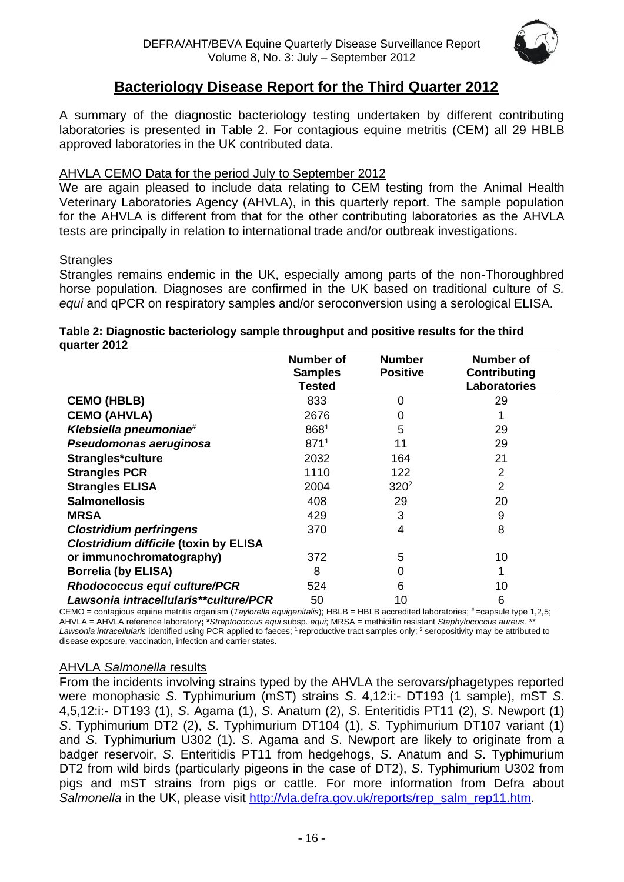## Bacteriology Disease Report for the Third Quarter 2012

A summary of the diagnostic bacteriology testing undertaken by different contributing laboratories is presented in Table 2. For contagious equine metritis (CEM) all 29 HBLB approved laboratories in the UK contributed data.

### AHVLA CEMO Data for the period July to September 2012

We are again pleased to include data relating to CEM testing from the Animal Health Veterinary Laboratories Agency (AHVLA), in this quarterly report. The sample population for the AHVLA is different from that for the other contributing laboratories as the AHVLA tests are principally in relation to international trade and/or outbreak investigations.

### Strangles

Strangles remains endemic in the UK, especially among parts of the non-Thoroughbred horse population. Diagnoses are confirmed in the UK based on traditional culture of *S. equi* and qPCR on respiratory samples and/or seroconversion using a serological ELISA.

**Table 2: Diagnostic bacteriology sample throughput and positive results for the third quarter 2012**

| | Number of Samples Tested | Number Positive | Number of Contributing Laboratories |
|---|---|---|---|
| **CEMO (HBLB)** | 833 | 0 | 29 |
| **CEMO (AHVLA)** | 2676 | 0 | 1 |
| ***Klebsiella pneumoniae*#** | 868[1] | 5 | 29 |
| ***Pseudomonas aeruginosa*** | 871[1] | 11 | 29 |
| **Strangles*culture** | 2032 | 164 | 21 |
| **Strangles PCR** | 1110 | 122 | 2 |
| **Strangles ELISA** | 2004 | 320[2] | 2 |
| **Salmonellosis** | 408 | 29 | 20 |
| **MRSA** | 429 | 3 | 9 |
| ***Clostridium perfringens*** | 370 | 4 | 8 |
| ***Clostridium difficile* (toxin by ELISA or immunochromatography)** | 372 | 5 | 10 |
| **Borrelia (by ELISA)** | 8 | 0 | 1 |
| ***Rhodococcus equi* culture/PCR** | 524 | 6 | 10 |
| ***Lawsonia intracellularis*\*\*culture/PCR** | 50 | 10 | 6 |

CEMO = contagious equine metritis organism (*Taylorella equigenitalis*); HBLB = HBLB accredited laboratories; # =capsule type 1,2,5; AHVLA = AHVLA reference laboratory; ***Streptococcus equi* subsp. *equi***; MRSA = methicillin resistant *Staphylococcus aureus.* \*\* *Lawsonia intracellularis* identified using PCR applied to faeces; [1] reproductive tract samples only; [2] seropositivity may be attributed to disease exposure, vaccination, infection and carrier states.

### AHVLA *Salmonella* results

From the incidents involving strains typed by the AHVLA the serovars/phagetypes reported were monophasic *S*. Typhimurium (mST) strains *S*. 4,12:i:- DT193 (1 sample), mST *S*. 4,5,12:i:- DT193 (1), *S*. Agama (1), *S*. Anatum (2), *S*. Enteritidis PT11 (2), *S*. Newport (1) *S*. Typhimurium DT2 (2), *S*. Typhimurium DT104 (1), *S.* Typhimurium DT107 variant (1) and *S*. Typhimurium U302 (1). *S*. Agama and *S*. Newport are likely to originate from a badger reservoir, *S*. Enteritidis PT11 from hedgehogs, *S*. Anatum and *S*. Typhimurium DT2 from wild birds (particularly pigeons in the case of DT2), *S*. Typhimurium U302 from pigs and mST strains from pigs or cattle. For more information from Defra about *Salmonella* in the UK, please visit [http://vla.defra.gov.uk/reports/rep_salm_rep11.htm](http://vla.defra.gov.uk/reports/rep_salm_rep11.htm).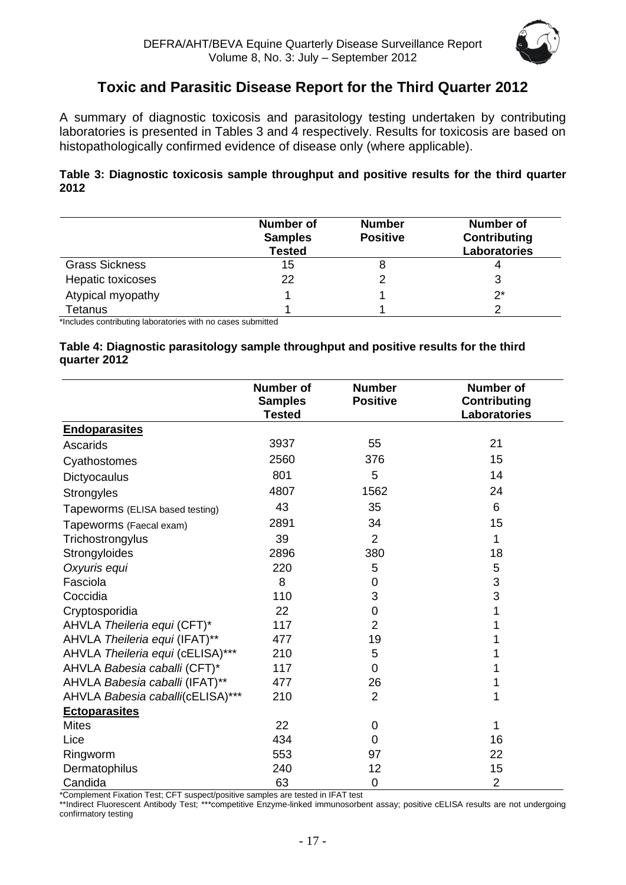## Toxic and Parasitic Disease Report for the Third Quarter 2012

A summary of diagnostic toxicosis and parasitology testing undertaken by contributing laboratories is presented in Tables 3 and 4 respectively. Results for toxicosis are based on histopathologically confirmed evidence of disease only (where applicable).

**Table 3: Diagnostic toxicosis sample throughput and positive results for the third quarter 2012**

| | Number of Samples Tested | Number Positive | Number of Contributing Laboratories |
|---|---|---|---|
| Grass Sickness | 15 | 8 | 4 |
| Hepatic toxicoses | 22 | 2 | 3 |
| Atypical myopathy | 1 | 1 | 2* |
| Tetanus | 1 | 1 | 2 |

*Includes contributing laboratories with no cases submitted

**Table 4: Diagnostic parasitology sample throughput and positive results for the third quarter 2012**

| | Number of Samples Tested | Number Positive | Number of Contributing Laboratories |
|---|---|---|---|
| **Endoparasites** | | | |
| Ascarids | 3937 | 55 | 21 |
| Cyathostomes | 2560 | 376 | 15 |
| Dictyocaulus | 801 | 5 | 14 |
| Strongyles | 4807 | 1562 | 24 |
| Tapeworms (ELISA based testing) | 43 | 35 | 6 |
| Tapeworms (Faecal exam) | 2891 | 34 | 15 |
| Trichostrongylus | 39 | 2 | 1 |
| Strongyloides | 2896 | 380 | 18 |
| *Oxyuris equi* | 220 | 5 | 5 |
| Fasciola | 8 | 0 | 3 |
| Coccidia | 110 | 3 | 3 |
| Cryptosporidia | 22 | 0 | 1 |
| AHVLA *Theileria equi* (CFT)* | 117 | 2 | 1 |
| AHVLA *Theileria equi* (IFAT)** | 477 | 19 | 1 |
| AHVLA *Theileria equi* (cELISA)*** | 210 | 5 | 1 |
| AHVLA *Babesia caballi* (CFT)* | 117 | 0 | 1 |
| AHVLA *Babesia caballi* (IFAT)** | 477 | 26 | 1 |
| AHVLA *Babesia caballi*(cELISA)*** | 210 | 2 | 1 |
| **Ectoparasites** | | | |
| Mites | 22 | 0 | 1 |
| Lice | 434 | 0 | 16 |
| Ringworm | 553 | 97 | 22 |
| Dermatophilus | 240 | 12 | 15 |
| Candida | 63 | 0 | 2 |

*Complement Fixation Test; CFT suspect/positive samples are tested in IFAT test

**Indirect Fluorescent Antibody Test; ***competitive Enzyme-linked immunosorbent assay; positive cELISA results are not undergoing confirmatory testing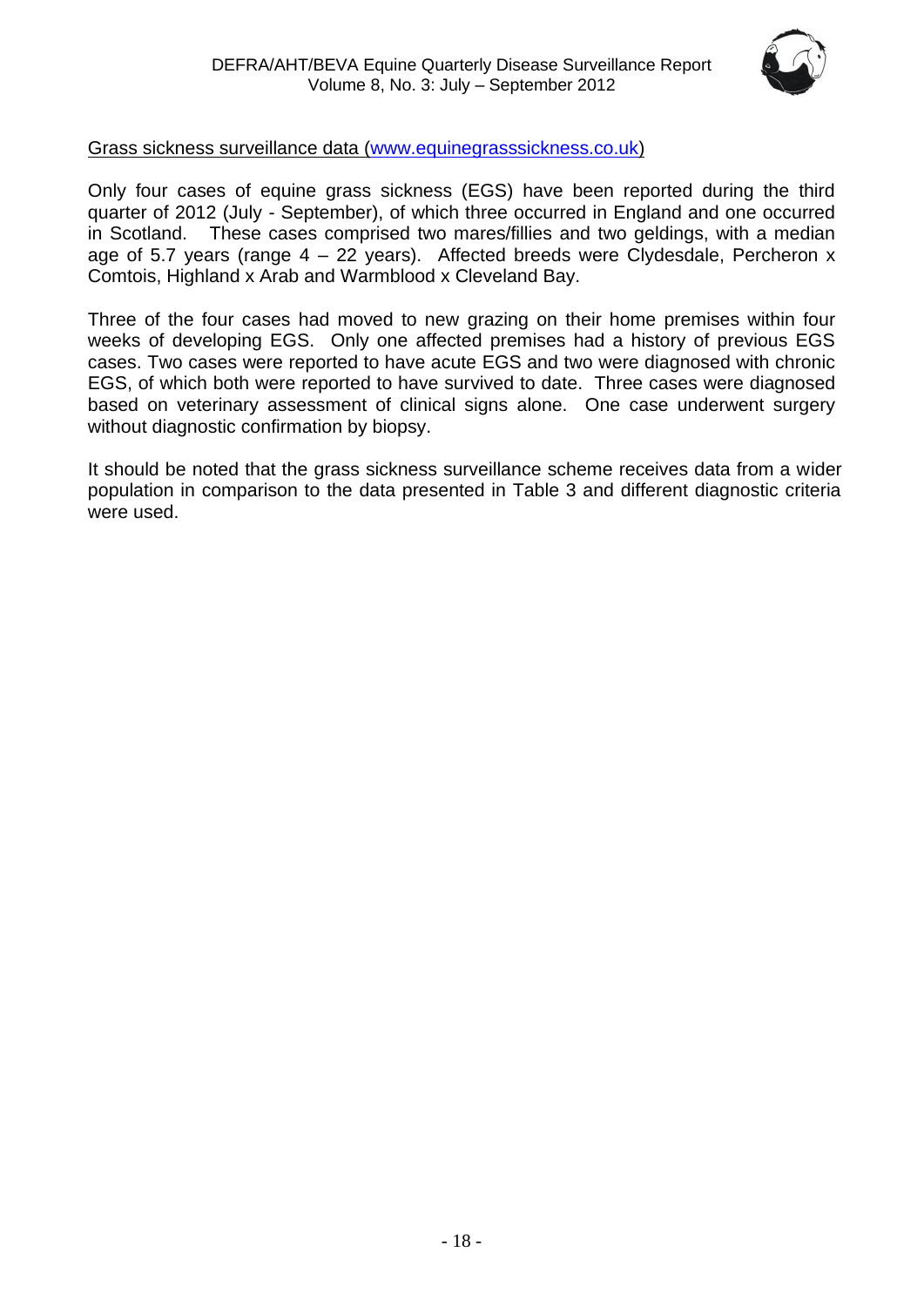Grass sickness surveillance data (www.equinegrasssickness.co.uk)

Only four cases of equine grass sickness (EGS) have been reported during the third quarter of 2012 (July - September), of which three occurred in England and one occurred in Scotland. These cases comprised two mares/fillies and two geldings, with a median age of 5.7 years (range 4 – 22 years). Affected breeds were Clydesdale, Percheron x Comtois, Highland x Arab and Warmblood x Cleveland Bay.

Three of the four cases had moved to new grazing on their home premises within four weeks of developing EGS. Only one affected premises had a history of previous EGS cases. Two cases were reported to have acute EGS and two were diagnosed with chronic EGS, of which both were reported to have survived to date. Three cases were diagnosed based on veterinary assessment of clinical signs alone. One case underwent surgery without diagnostic confirmation by biopsy.

It should be noted that the grass sickness surveillance scheme receives data from a wider population in comparison to the data presented in Table 3 and different diagnostic criteria were used.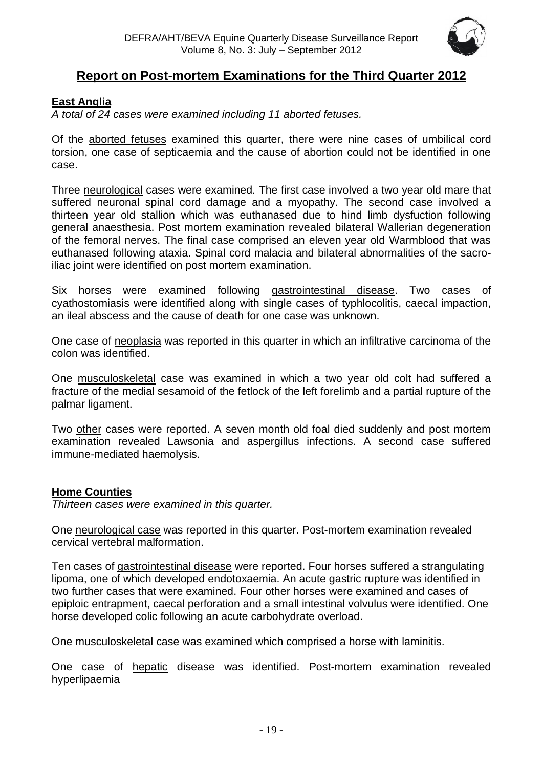# Report on Post-mortem Examinations for the Third Quarter 2012

## East Anglia

*A total of 24 cases were examined including 11 aborted fetuses.*

Of the aborted fetuses examined this quarter, there were nine cases of umbilical cord torsion, one case of septicaemia and the cause of abortion could not be identified in one case.

Three neurological cases were examined. The first case involved a two year old mare that suffered neuronal spinal cord damage and a myopathy. The second case involved a thirteen year old stallion which was euthanased due to hind limb dysfuction following general anaesthesia. Post mortem examination revealed bilateral Wallerian degeneration of the femoral nerves. The final case comprised an eleven year old Warmblood that was euthanased following ataxia. Spinal cord malacia and bilateral abnormalities of the sacro-iliac joint were identified on post mortem examination.

Six horses were examined following gastrointestinal disease. Two cases of cyathostomiasis were identified along with single cases of typhlocolitis, caecal impaction, an ileal abscess and the cause of death for one case was unknown.

One case of neoplasia was reported in this quarter in which an infiltrative carcinoma of the colon was identified.

One musculoskeletal case was examined in which a two year old colt had suffered a fracture of the medial sesamoid of the fetlock of the left forelimb and a partial rupture of the palmar ligament.

Two other cases were reported. A seven month old foal died suddenly and post mortem examination revealed Lawsonia and aspergillus infections. A second case suffered immune-mediated haemolysis.

## Home Counties

*Thirteen cases were examined in this quarter.*

One neurological case was reported in this quarter. Post-mortem examination revealed cervical vertebral malformation.

Ten cases of gastrointestinal disease were reported. Four horses suffered a strangulating lipoma, one of which developed endotoxaemia. An acute gastric rupture was identified in two further cases that were examined. Four other horses were examined and cases of epiploic entrapment, caecal perforation and a small intestinal volvulus were identified. One horse developed colic following an acute carbohydrate overload.

One musculoskeletal case was examined which comprised a horse with laminitis.

One case of hepatic disease was identified. Post-mortem examination revealed hyperlipaemia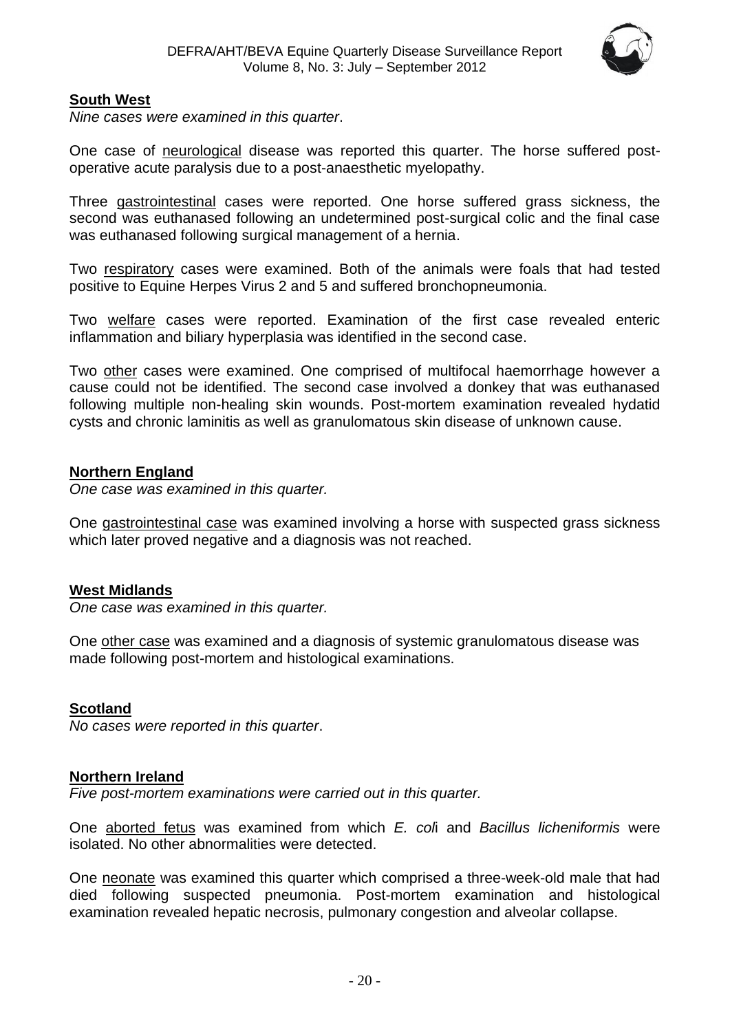## South West

*Nine cases were examined in this quarter*.

One case of neurological disease was reported this quarter. The horse suffered post-operative acute paralysis due to a post-anaesthetic myelopathy.

Three gastrointestinal cases were reported. One horse suffered grass sickness, the second was euthanased following an undetermined post-surgical colic and the final case was euthanased following surgical management of a hernia.

Two respiratory cases were examined. Both of the animals were foals that had tested positive to Equine Herpes Virus 2 and 5 and suffered bronchopneumonia.

Two welfare cases were reported. Examination of the first case revealed enteric inflammation and biliary hyperplasia was identified in the second case.

Two other cases were examined. One comprised of multifocal haemorrhage however a cause could not be identified. The second case involved a donkey that was euthanased following multiple non-healing skin wounds. Post-mortem examination revealed hydatid cysts and chronic laminitis as well as granulomatous skin disease of unknown cause.

## Northern England

*One case was examined in this quarter.*

One gastrointestinal case was examined involving a horse with suspected grass sickness which later proved negative and a diagnosis was not reached.

## West Midlands

*One case was examined in this quarter.*

One other case was examined and a diagnosis of systemic granulomatous disease was made following post-mortem and histological examinations.

## Scotland

*No cases were reported in this quarter*.

## Northern Ireland

*Five post-mortem examinations were carried out in this quarter.*

One aborted fetus was examined from which *E. coli* and *Bacillus licheniformis* were isolated. No other abnormalities were detected.

One neonate was examined this quarter which comprised a three-week-old male that had died following suspected pneumonia. Post-mortem examination and histological examination revealed hepatic necrosis, pulmonary congestion and alveolar collapse.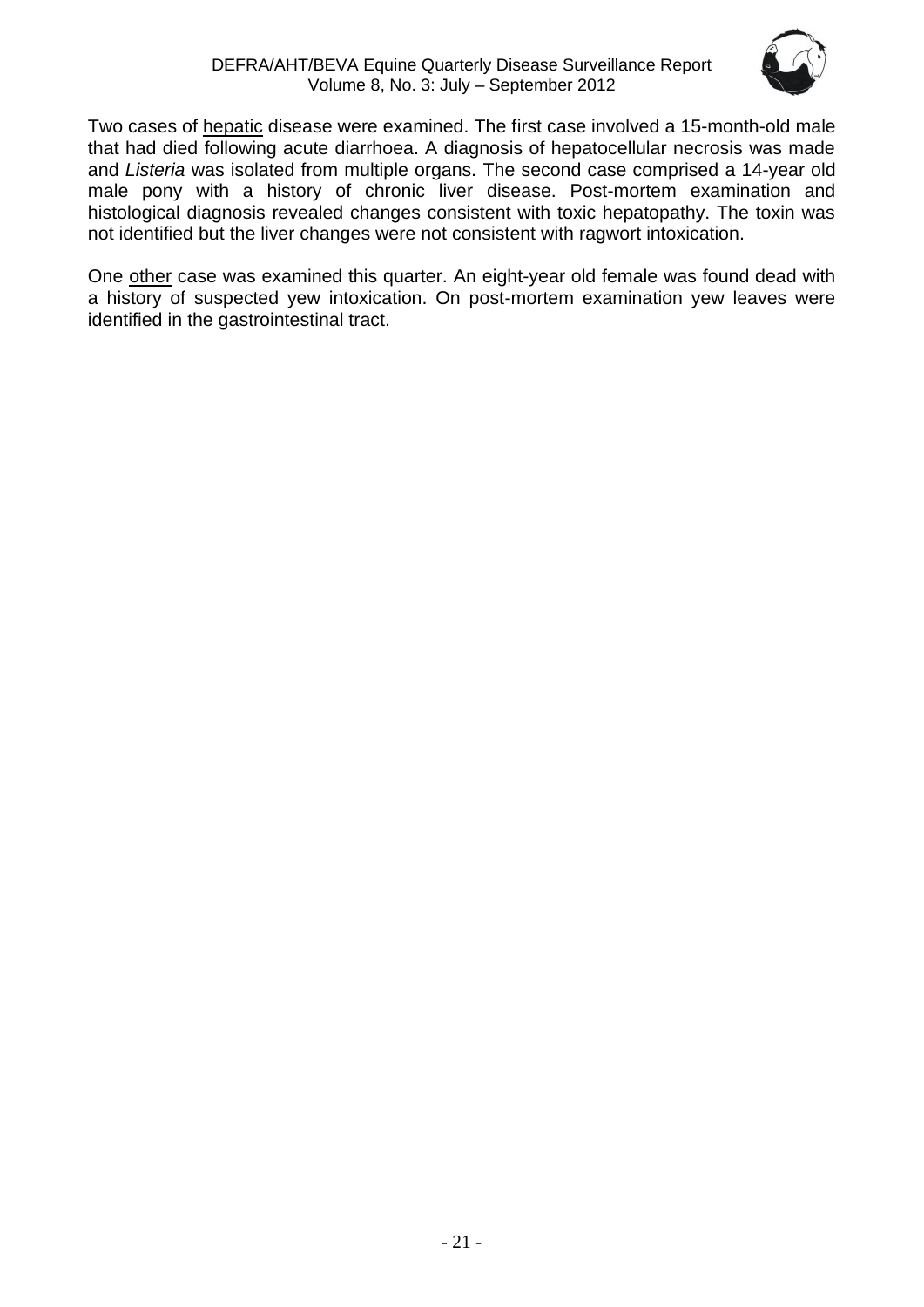Two cases of <u>hepatic</u> disease were examined. The first case involved a 15-month-old male that had died following acute diarrhoea. A diagnosis of hepatocellular necrosis was made and *Listeria* was isolated from multiple organs. The second case comprised a 14-year old male pony with a history of chronic liver disease. Post-mortem examination and histological diagnosis revealed changes consistent with toxic hepatopathy. The toxin was not identified but the liver changes were not consistent with ragwort intoxication.

One <u>other</u> case was examined this quarter. An eight-year old female was found dead with a history of suspected yew intoxication. On post-mortem examination yew leaves were identified in the gastrointestinal tract.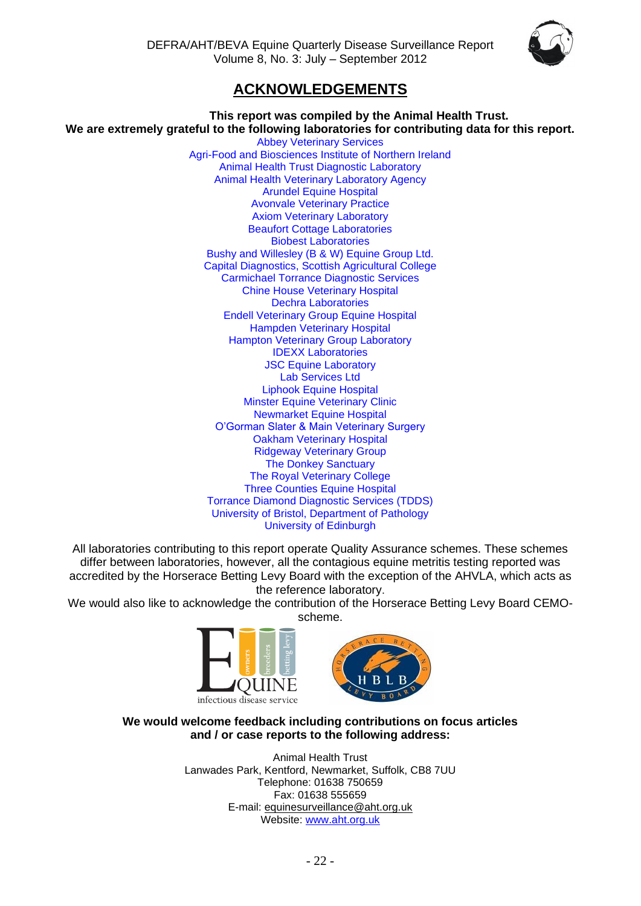# ACKNOWLEDGEMENTS

**This report was compiled by the Animal Health Trust.**
**We are extremely grateful to the following laboratories for contributing data for this report.**

Abbey Veterinary Services
Agri-Food and Biosciences Institute of Northern Ireland
Animal Health Trust Diagnostic Laboratory
Animal Health Veterinary Laboratory Agency
Arundel Equine Hospital
Avonvale Veterinary Practice
Axiom Veterinary Laboratory
Beaufort Cottage Laboratories
Biobest Laboratories
Bushy and Willesley (B & W) Equine Group Ltd.
Capital Diagnostics, Scottish Agricultural College
Carmichael Torrance Diagnostic Services
Chine House Veterinary Hospital
Dechra Laboratories
Endell Veterinary Group Equine Hospital
Hampden Veterinary Hospital
Hampton Veterinary Group Laboratory
IDEXX Laboratories
JSC Equine Laboratory
Lab Services Ltd
Liphook Equine Hospital
Minster Equine Veterinary Clinic
Newmarket Equine Hospital
O'Gorman Slater & Main Veterinary Surgery
Oakham Veterinary Hospital
Ridgeway Veterinary Group
The Donkey Sanctuary
The Royal Veterinary College
Three Counties Equine Hospital
Torrance Diamond Diagnostic Services (TDDS)
University of Bristol, Department of Pathology
University of Edinburgh

All laboratories contributing to this report operate Quality Assurance schemes. These schemes differ between laboratories, however, all the contagious equine metritis testing reported was accredited by the Horserace Betting Levy Board with the exception of the AHVLA, which acts as the reference laboratory.

We would also like to acknowledge the contribution of the Horserace Betting Levy Board CEMO-scheme.

EQUINE owners breeders betting levy infectious disease service

HORSERACE BETTING LEVY BOARD HBLB

**We would welcome feedback including contributions on focus articles and / or case reports to the following address:**

Animal Health Trust
Lanwades Park, Kentford, Newmarket, Suffolk, CB8 7UU
Telephone: 01638 750659
Fax: 01638 555659
E-mail: equinesurveillance@aht.org.uk
Website: www.aht.org.uk